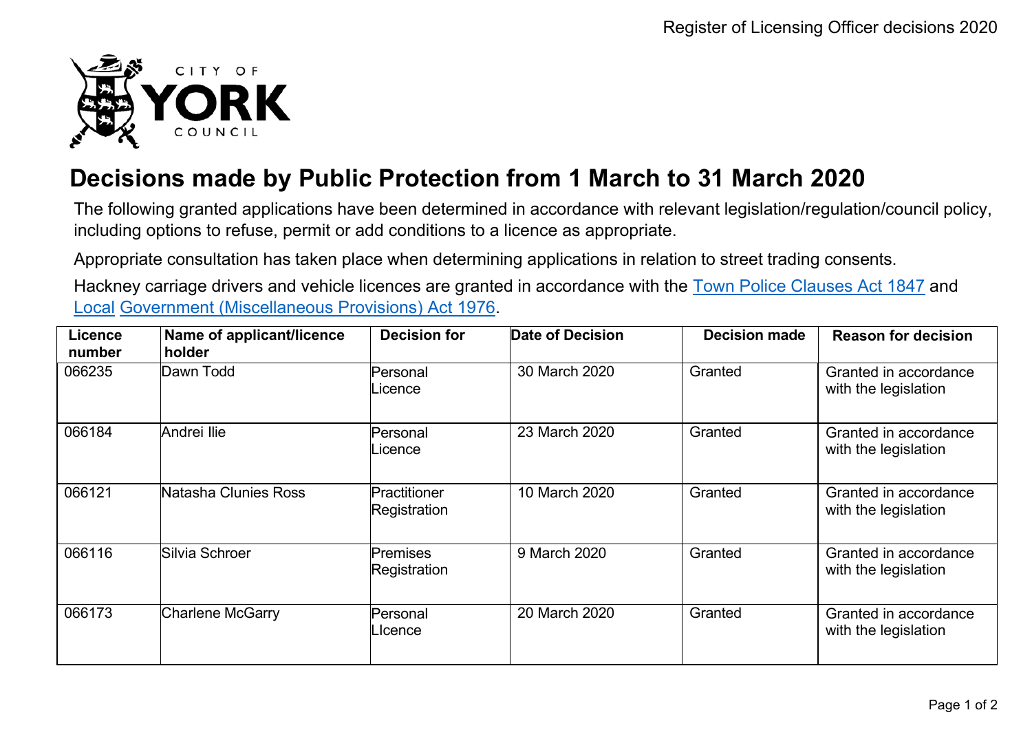# Decisions made by Public Protection from 1 March to 31 March 2020

The following granted applications have been determined in accordance with relevant legislation/regulation/council policy, including options to refuse, permit or add conditions to a licence as appropriate.

Appropriate consultation has taken place when determining applications in relation to street trading consents.

Hackney carriage drivers and vehicle licences are granted in accordance with the Town Police Clauses Act 1847 and Local Government (Miscellaneous Provisions) Act 1976.

| Licence number | Name of applicant/licence holder | Decision for | Date of Decision | Decision made | Reason for decision |
|---|---|---|---|---|---|
| 066235 | Dawn Todd | Personal Licence | 30 March 2020 | Granted | Granted in accordance with the legislation |
| 066184 | Andrei Ilie | Personal Licence | 23 March 2020 | Granted | Granted in accordance with the legislation |
| 066121 | Natasha Clunies Ross | Practitioner Registration | 10 March 2020 | Granted | Granted in accordance with the legislation |
| 066116 | Silvia Schroer | Premises Registration | 9 March 2020 | Granted | Granted in accordance with the legislation |
| 066173 | Charlene McGarry | Personal LIcence | 20 March 2020 | Granted | Granted in accordance with the legislation |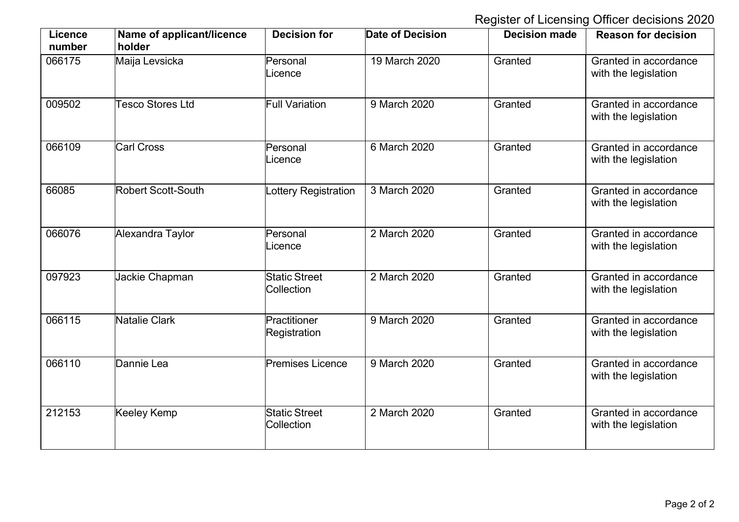Register of Licensing Officer decisions 2020

| Licence number | Name of applicant/licence holder | Decision for | Date of Decision | Decision made | Reason for decision |
|---|---|---|---|---|---|
| 066175 | Maija Levsicka | Personal Licence | 19 March 2020 | Granted | Granted in accordance with the legislation |
| 009502 | Tesco Stores Ltd | Full Variation | 9 March 2020 | Granted | Granted in accordance with the legislation |
| 066109 | Carl Cross | Personal Licence | 6 March 2020 | Granted | Granted in accordance with the legislation |
| 66085 | Robert Scott-South | Lottery Registration | 3 March 2020 | Granted | Granted in accordance with the legislation |
| 066076 | Alexandra Taylor | Personal Licence | 2 March 2020 | Granted | Granted in accordance with the legislation |
| 097923 | Jackie Chapman | Static Street Collection | 2 March 2020 | Granted | Granted in accordance with the legislation |
| 066115 | Natalie Clark | Practitioner Registration | 9 March 2020 | Granted | Granted in accordance with the legislation |
| 066110 | Dannie Lea | Premises Licence | 9 March 2020 | Granted | Granted in accordance with the legislation |
| 212153 | Keeley Kemp | Static Street Collection | 2 March 2020 | Granted | Granted in accordance with the legislation |